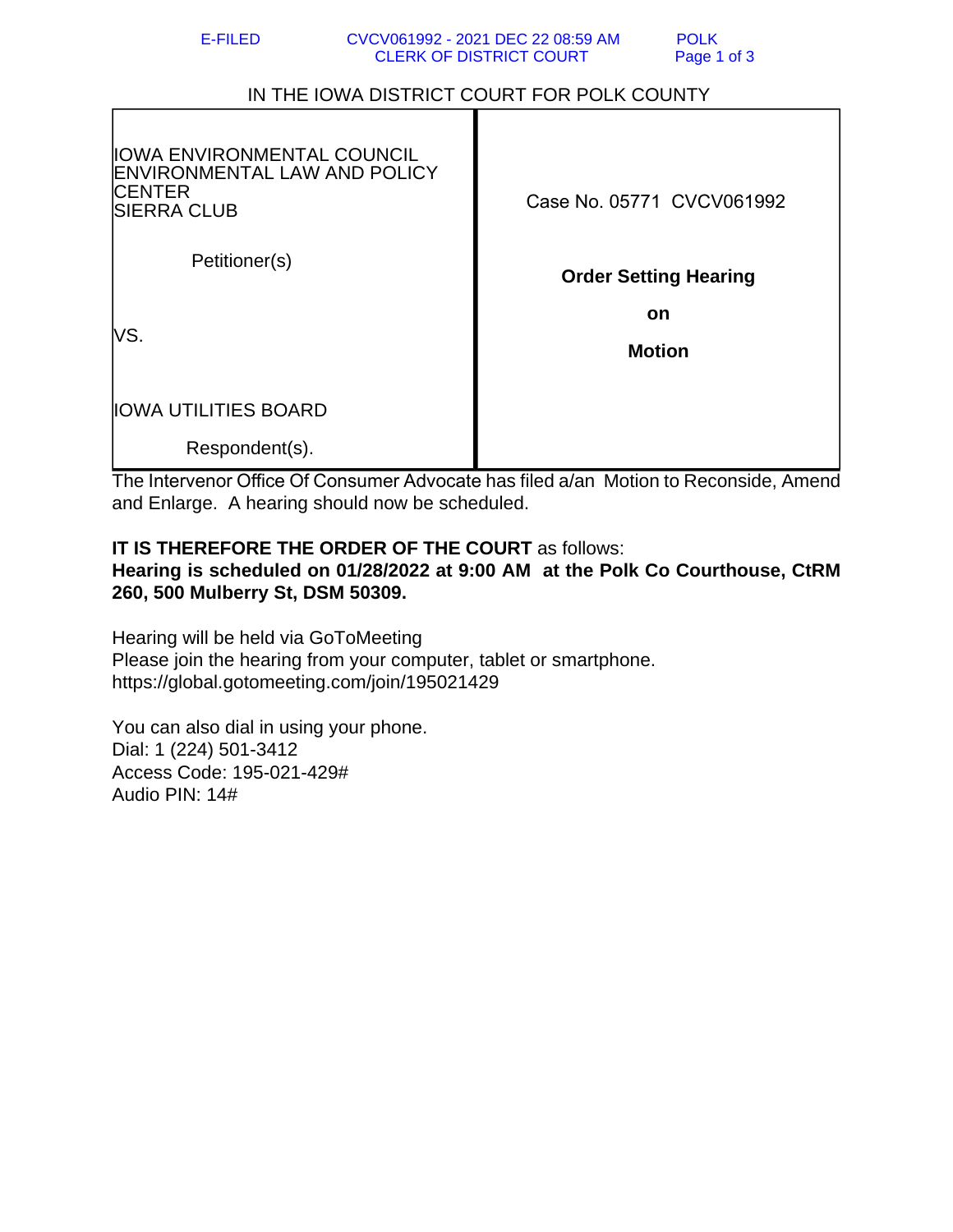IN THE IOWA DISTRICT COURT FOR POLK COUNTY

| IOWA ENVIRONMENTAL COUNCIL<br>ENVIRONMENTAL LAW AND POLICY CENTER<br>SIERRA CLUB<br><br>Petitioner(s)<br><br>VS.<br><br>IOWA UTILITIES BOARD<br><br>Respondent(s). | Case No. 05771 CVCV061992<br><br>**Order Setting Hearing on Motion** |
|---|---|

The Intervenor Office Of Consumer Advocate has filed a/an Motion to Reconside, Amend and Enlarge. A hearing should now be scheduled.

**IT IS THEREFORE THE ORDER OF THE COURT** as follows:
**Hearing is scheduled on 01/28/2022 at 9:00 AM at the Polk Co Courthouse, CtRM 260, 500 Mulberry St, DSM 50309.**

Hearing will be held via GoToMeeting
Please join the hearing from your computer, tablet or smartphone.
https://global.gotomeeting.com/join/195021429

You can also dial in using your phone.
Dial: 1 (224) 501-3412
Access Code: 195-021-429#
Audio PIN: 14#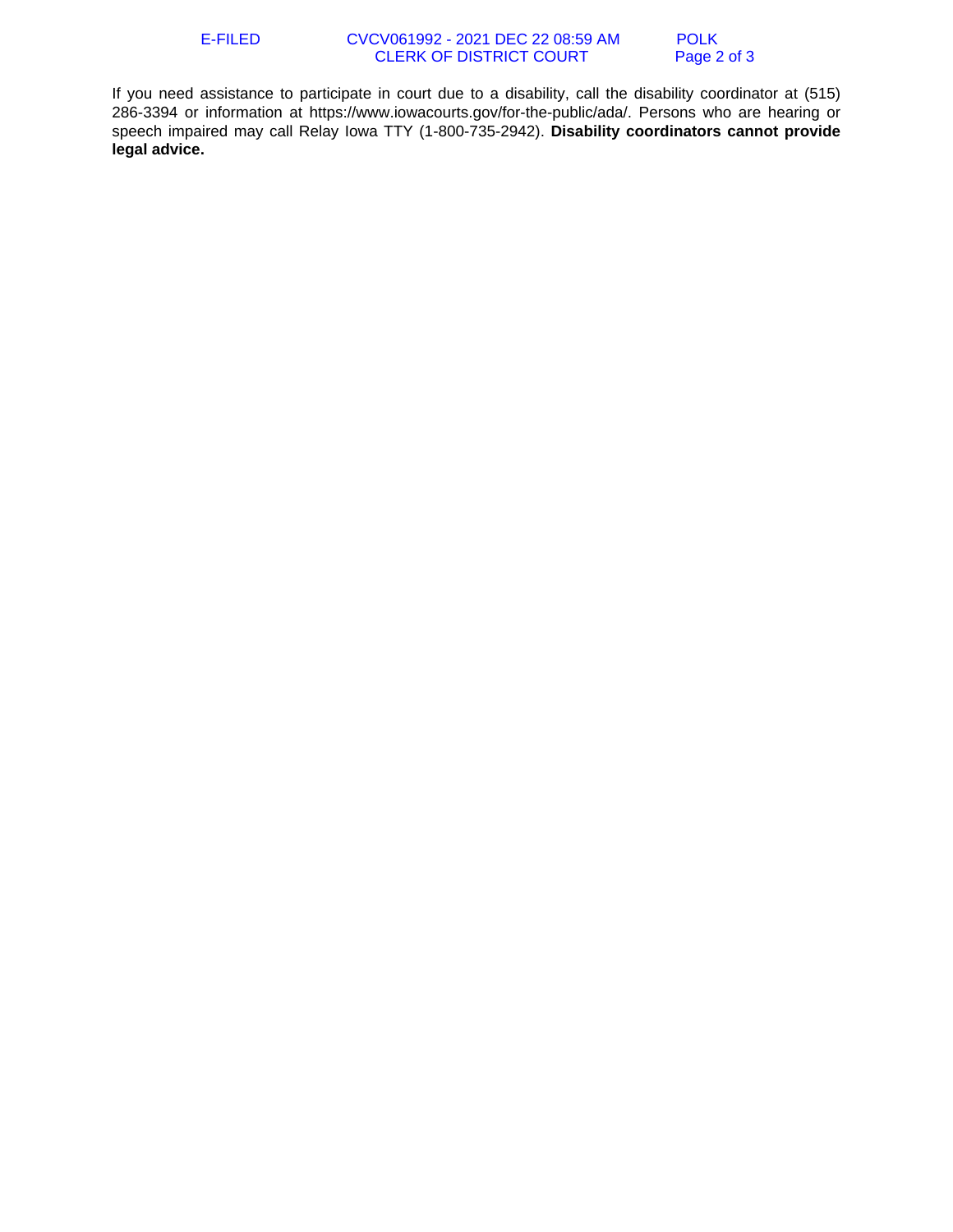If you need assistance to participate in court due to a disability, call the disability coordinator at (515) 286-3394 or information at https://www.iowacourts.gov/for-the-public/ada/. Persons who are hearing or speech impaired may call Relay Iowa TTY (1-800-735-2942). **Disability coordinators cannot provide legal advice.**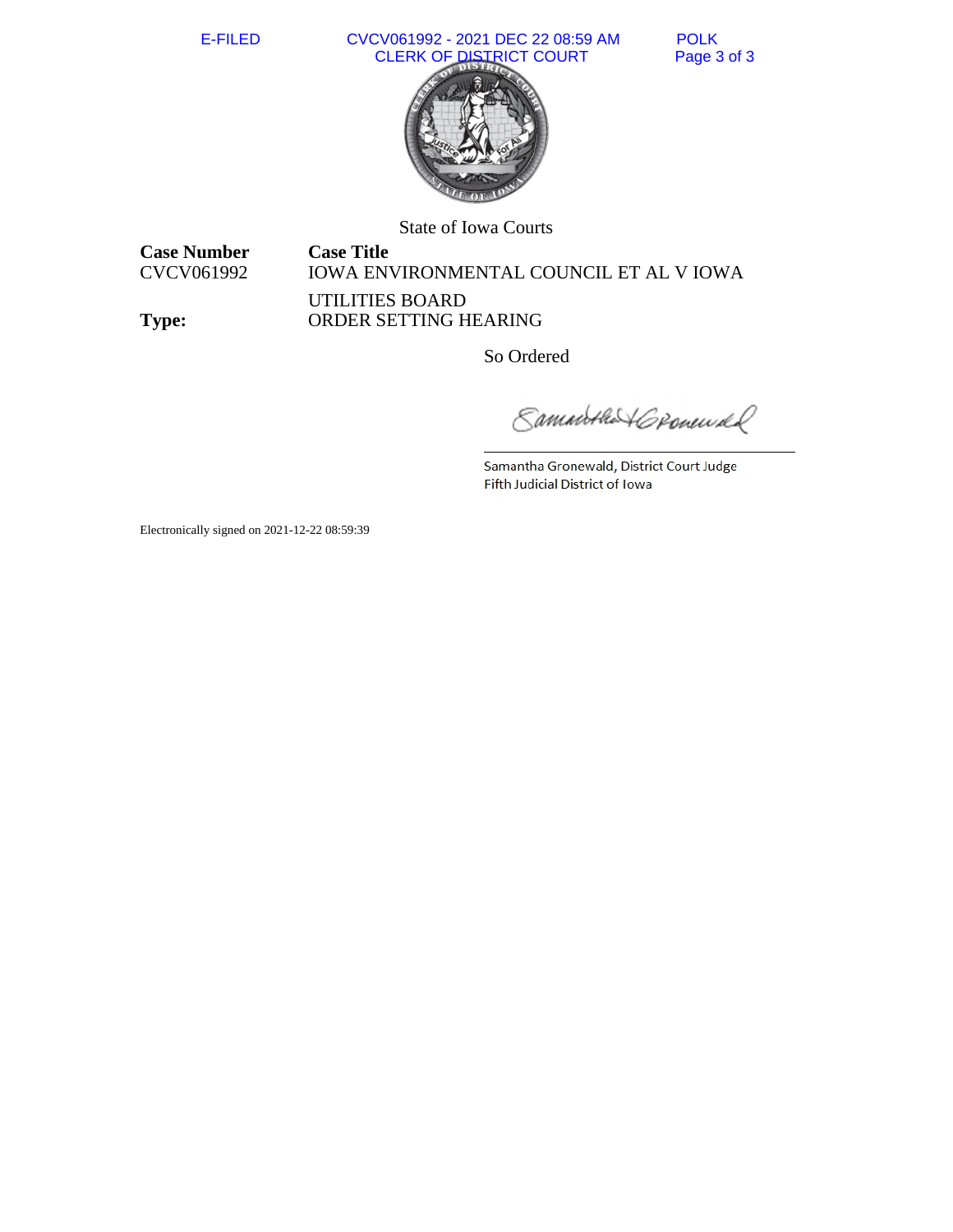State of Iowa Courts

| **Case Number** | **Case Title** |
|---|---|
| CVCV061992 | IOWA ENVIRONMENTAL COUNCIL ET AL V IOWA UTILITIES BOARD |
| **Type:** | ORDER SETTING HEARING |

So Ordered

Samantha Gronewald, District Court Judge
Fifth Judicial District of Iowa

Electronically signed on 2021-12-22 08:59:39